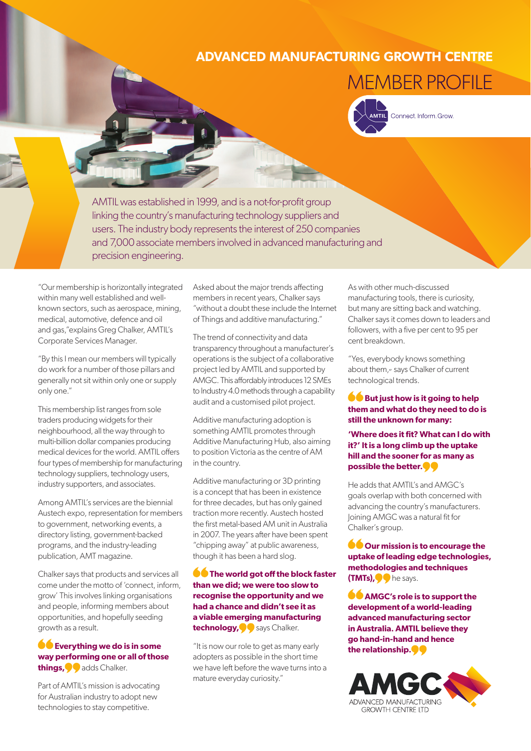# ADVANCED MANUFACTURING GROWTH CENTRE

## MEMBER PROFILE

AMTIL Connect. Inform. Grow.

AMTIL was established in 1999, and is a not-for-profit group linking the country's manufacturing technology suppliers and users. The industry body represents the interest of 250 companies and 7,000 associate members involved in advanced manufacturing and precision engineering.

"Our membership is horizontally integrated within many well established and well-known sectors, such as aerospace, mining, medical, automotive, defence and oil and gas,"explains Greg Chalker, AMTIL's Corporate Services Manager.

"By this I mean our members will typically do work for a number of those pillars and generally not sit within only one or supply only one."

This membership list ranges from sole traders producing widgets for their neighbourhood, all the way through to multi-billion dollar companies producing medical devices for the world. AMTIL offers four types of membership for manufacturing technology suppliers, technology users, industry supporters, and associates.

Among AMTIL's services are the biennial Austech expo, representation for members to government, networking events, a directory listing, government-backed programs, and the industry-leading publication, AMT magazine.

Chalker says that products and services all come under the motto of 'connect, inform, grow.' This involves linking organisations and people, informing members about opportunities, and hopefully seeding growth as a result.

**"Everything we do is in some way performing one or all of those things,"** adds Chalker.

Part of AMTIL's mission is advocating for Australian industry to adopt new technologies to stay competitive.

Asked about the major trends affecting members in recent years, Chalker says "without a doubt these include the Internet of Things and additive manufacturing."

The trend of connectivity and data transparency throughout a manufacturer's operations is the subject of a collaborative project led by AMTIL and supported by AMGC. This affordably introduces 12 SMEs to Industry 4.0 methods through a capability audit and a customised pilot project.

Additive manufacturing adoption is something AMTIL promotes through Additive Manufacturing Hub, also aiming to position Victoria as the centre of AM in the country.

Additive manufacturing or 3D printing is a concept that has been in existence for three decades, but has only gained traction more recently. Austech hosted the first metal-based AM unit in Australia in 2007. The years after have been spent "chipping away" at public awareness, though it has been a hard slog.

**"The world got off the block faster than we did; we were too slow to recognise the opportunity and we had a chance and didn't see it as a viable emerging manufacturing technology,"** says Chalker.

"It is now our role to get as many early adopters as possible in the short time we have left before the wave turns into a mature everyday curiosity."

As with other much-discussed manufacturing tools, there is curiosity, but many are sitting back and watching. Chalker says it comes down to leaders and followers, with a five per cent to 95 per cent breakdown.

"Yes, everybody knows something about them," says Chalker of current technological trends.

**"But just how is it going to help them and what do they need to do is still the unknown for many:**

**'Where does it fit? What can I do with it?' It is a long climb up the uptake hill and the sooner for as many as possible the better."**

He adds that AMTIL's and AMGC's goals overlap with both concerned with advancing the country's manufacturers. Joining AMGC was a natural fit for Chalker's group.

**"Our mission is to encourage the uptake of leading edge technologies, methodologies and techniques (TMTs),"** he says.

**"AMGC's role is to support the development of a world-leading advanced manufacturing sector in Australia. AMTIL believe they go hand-in-hand and hence the relationship."**

AMGC ADVANCED MANUFACTURING GROWTH CENTRE LTD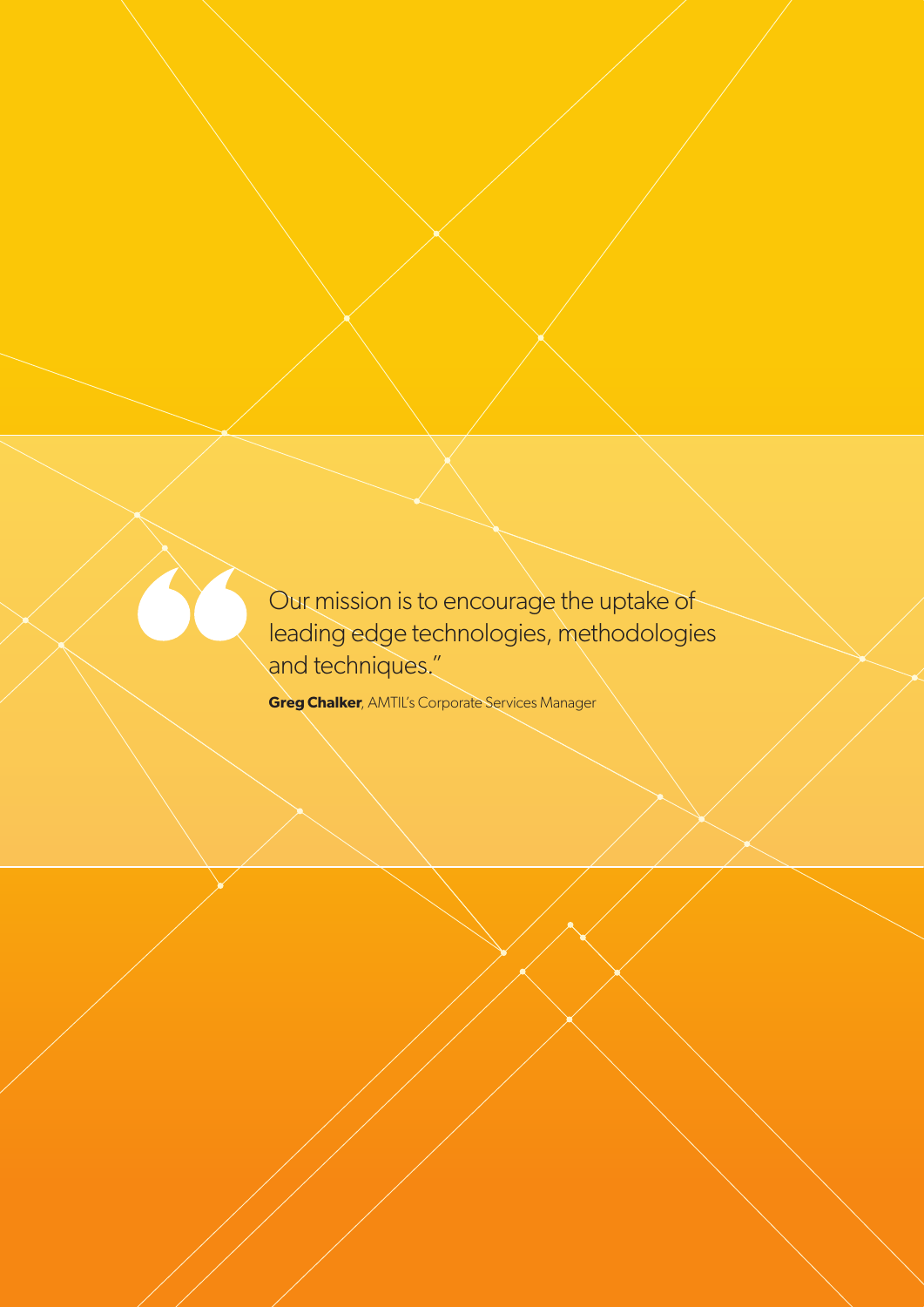> "Our mission is to encourage the uptake of leading edge technologies, methodologies and techniques."
>
> **Greg Chalker**, AMTIL's Corporate Services Manager